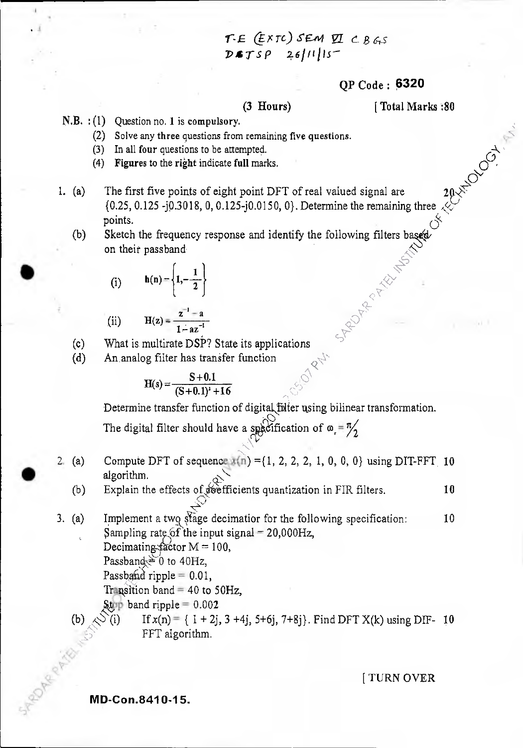T.E (EXTC) SEM VI CBGS
DTSP 26/11/15

QP Code : 6320

(3 Hours) [ Total Marks :80

N.B. : (1) Question no. 1 is compulsory.

(2) Solve any three questions from remaining five questions.

(3) In all four questions to be attempted.

(4) **Figures to the right indicate full marks.**

1\. (a) The first five points of eight point DFT of real valued signal are {0.25, 0.125 -j0.3018, 0, 0.125-j0.0150, 0}. Determine the remaining three points. 20

(b) Sketch the frequency response and identify the following filters based on their passband

(i) $h(n) = \left\{1, -\frac{1}{2}\right\}$

(ii) $H(z) = \frac{z^{-1} - a}{1 - az^{-1}}$

(c) What is multirate DSP? State its applications

(d) An analog filter has transfer function

$$H(s) = \frac{S + 0.1}{(S + 0.1)^2 + 16}$$

Determine transfer function of digital filter using bilinear transformation. The digital filter should have a specification of $\omega_r = \pi/2$

2\. (a) Compute DFT of sequence $x(n)$ ={1, 2, 2, 2, 1, 0, 0, 0} using DIT-FFT algorithm. 10

(b) Explain the effects of coefficients quantization in FIR filters. 10

3\. (a) Implement a two stage decimatior for the following specification: 10

Sampling rate of the input signal = 20,000Hz,

Decimating factor M = 100,

Passband = 0 to 40Hz,

Passband ripple = 0.01,

Transition band = 40 to 50Hz,

Stop band ripple = 0.002

(b) (i) If $x(n)$ = { 1 + 2j, 3 +4j, 5+6j, 7+8j}. Find DFT X(k) using DIF-FFT algorithm. 10

[ TURN OVER

MD-Con.8410-15.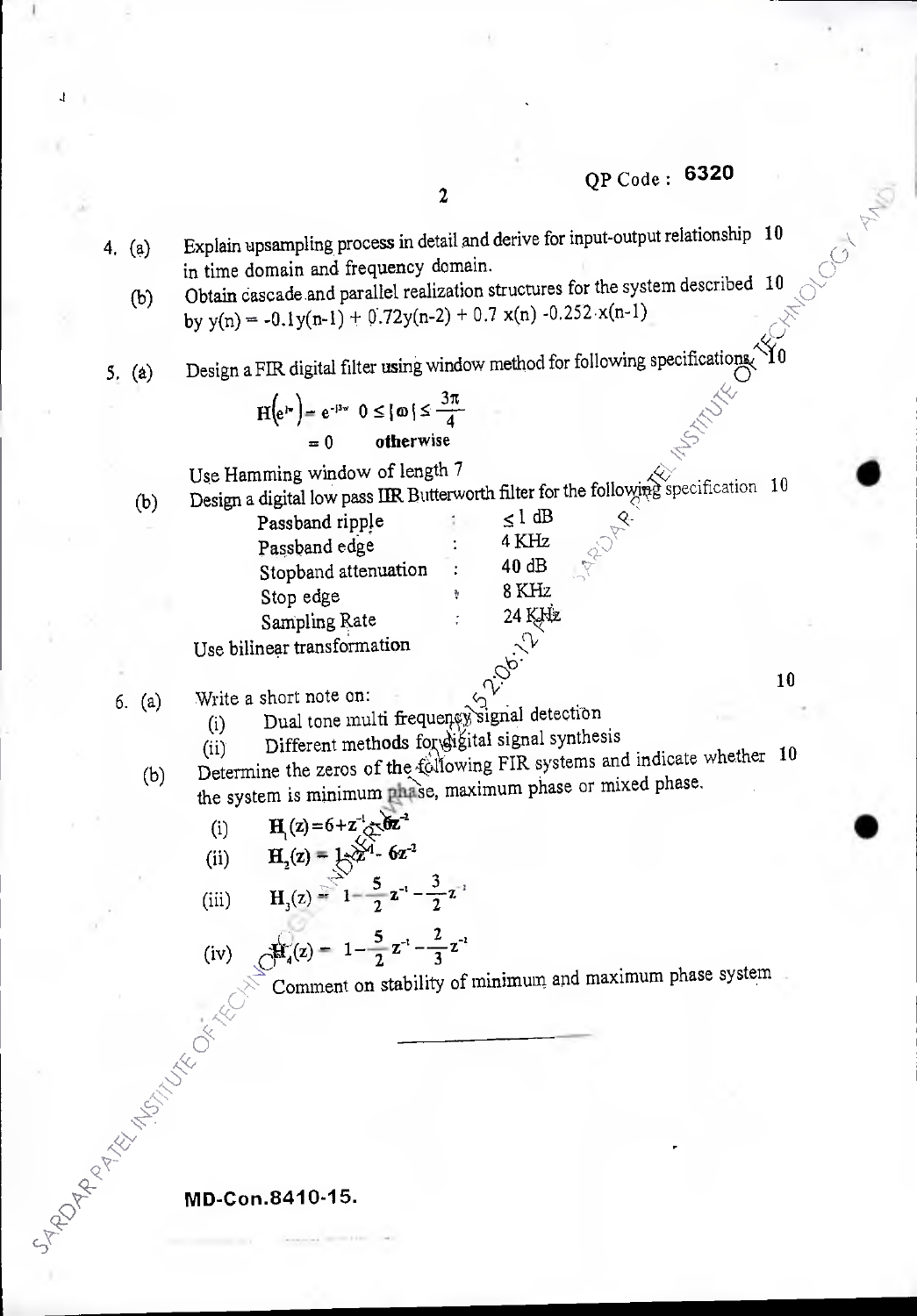QP Code : 6320

4. (a) Explain upsampling process in detail and derive for input-output relationship in time domain and frequency domain. **10**

   (b) Obtain cascade and parallel realization structures for the system described by $y(n) = -0.1y(n-1) + 0.72y(n-2) + 0.7\,x(n) - 0.252\,x(n-1)$ **10**

5. (a) Design a FIR digital filter using window method for following specifications. **10**

$$H(e^{j\omega}) = e^{-j3\omega} \quad 0 \leq |\omega| \leq \frac{3\pi}{4}$$
$$= 0 \quad \textbf{otherwise}$$

   Use Hamming window of length 7

   (b) Design a digital low pass IIR Butterworth filter for the following specification **10**

| | | |
|---|---|---|
| Passband ripple | : | $\leq 1$ dB |
| Passband edge | : | 4 KHz |
| Stopband attenuation | : | 40 dB |
| Stop edge | : | 8 KHz |
| Sampling Rate | : | 24 KHz |

   Use bilinear transformation

6. (a) Write a short note on: **10**
   (i) Dual tone multi frequency signal detection
   (ii) Different methods for digital signal synthesis

   (b) Determine the zeros of the following FIR systems and indicate whether the system is minimum phase, maximum phase or mixed phase. **10**

   (i) $H_1(z) = 6 + z^{-1} - 6z^{-2}$

   (ii) $H_2(z) = 1 - z^{-1} - 6z^{-2}$

   (iii) $H_3(z) = 1 - \frac{5}{2}z^{-1} - \frac{3}{2}z^{-2}$

   (iv) $H_4(z) = 1 - \frac{5}{2}z^{-1} - \frac{2}{3}z^{-2}$

   Comment on stability of minimum and maximum phase system

MD-Con.8410-15.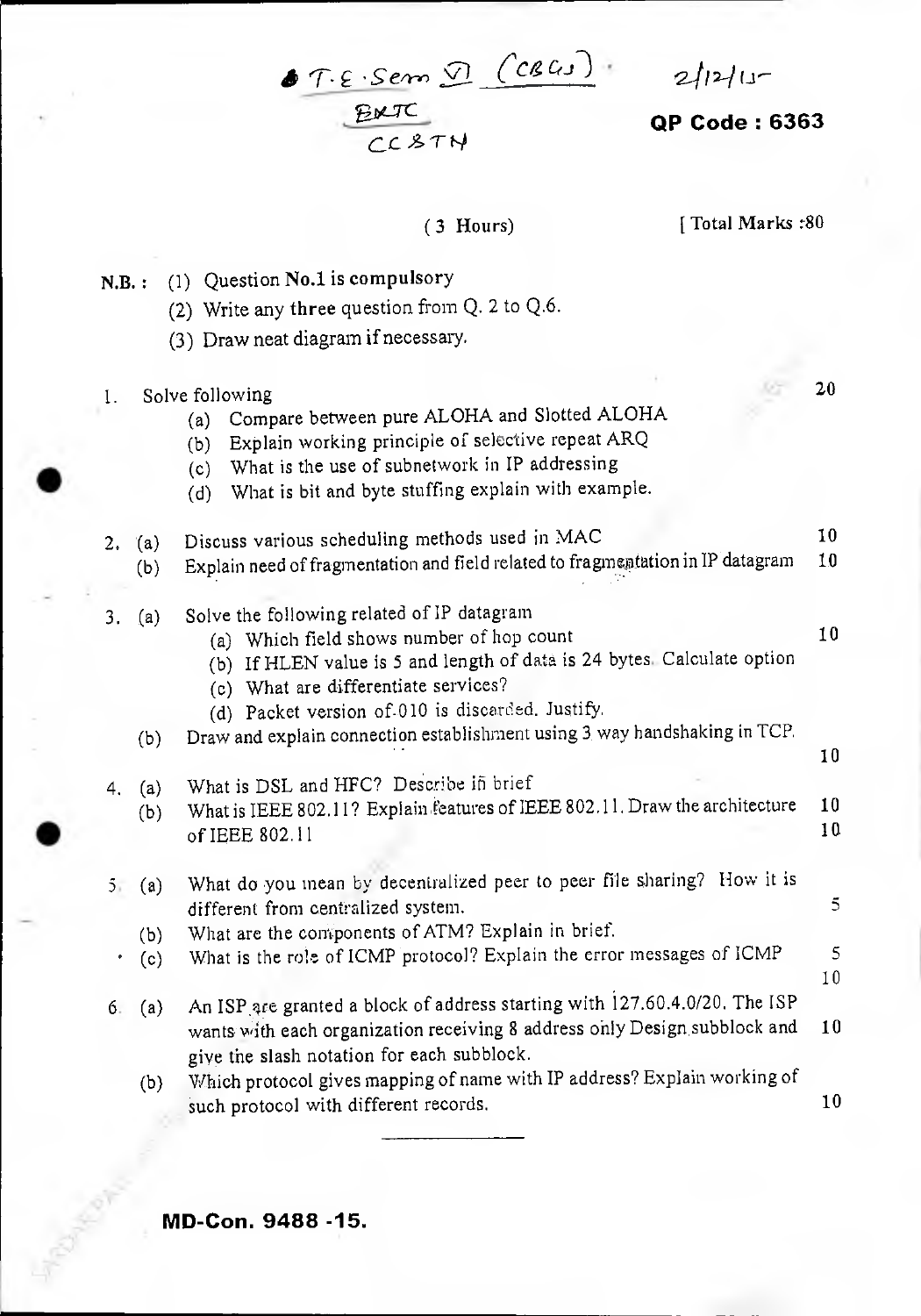T.E. Sem VI (CBGS) · 2/12/15
EXTC
CC & TN

**QP Code : 6363**

( 3 Hours ) [ Total Marks :80

N.B. : (1) Question No.1 is compulsory
(2) Write any three question from Q. 2 to Q.6.
(3) Draw neat diagram if necessary.

1. Solve following — 20
   (a) Compare between pure ALOHA and Slotted ALOHA
   (b) Explain working principle of selective repeat ARQ
   (c) What is the use of subnetwork in IP addressing
   (d) What is bit and byte stuffing explain with example.

2. (a) Discuss various scheduling methods used in MAC — 10
   (b) Explain need of fragmentation and field related to fragmentation in IP datagram — 10

3. (a) Solve the following related of IP datagram — 10
   (a) Which field shows number of hop count
   (b) If HLEN value is 5 and length of data is 24 bytes. Calculate option
   (c) What are differentiate services?
   (d) Packet version of 010 is discarded. Justify.
   
   (b) Draw and explain connection establishment using 3 way handshaking in TCP. — 10

4. (a) What is DSL and HFC? Describe in brief — 10
   (b) What is IEEE 802.11? Explain features of IEEE 802.11. Draw the architecture of IEEE 802.11 — 10

5. (a) What do you mean by decentralized peer to peer file sharing? How it is different from centralized system. — 5
   (b) What are the components of ATM? Explain in brief. — 5
   (c) What is the role of ICMP protocol? Explain the error messages of ICMP — 10

6. (a) An ISP are granted a block of address starting with 127.60.4.0/20. The ISP wants with each organization receiving 8 address only Design subblock and give the slash notation for each subblock. — 10
   (b) Which protocol gives mapping of name with IP address? Explain working of such protocol with different records. — 10

MD-Con. 9488 -15.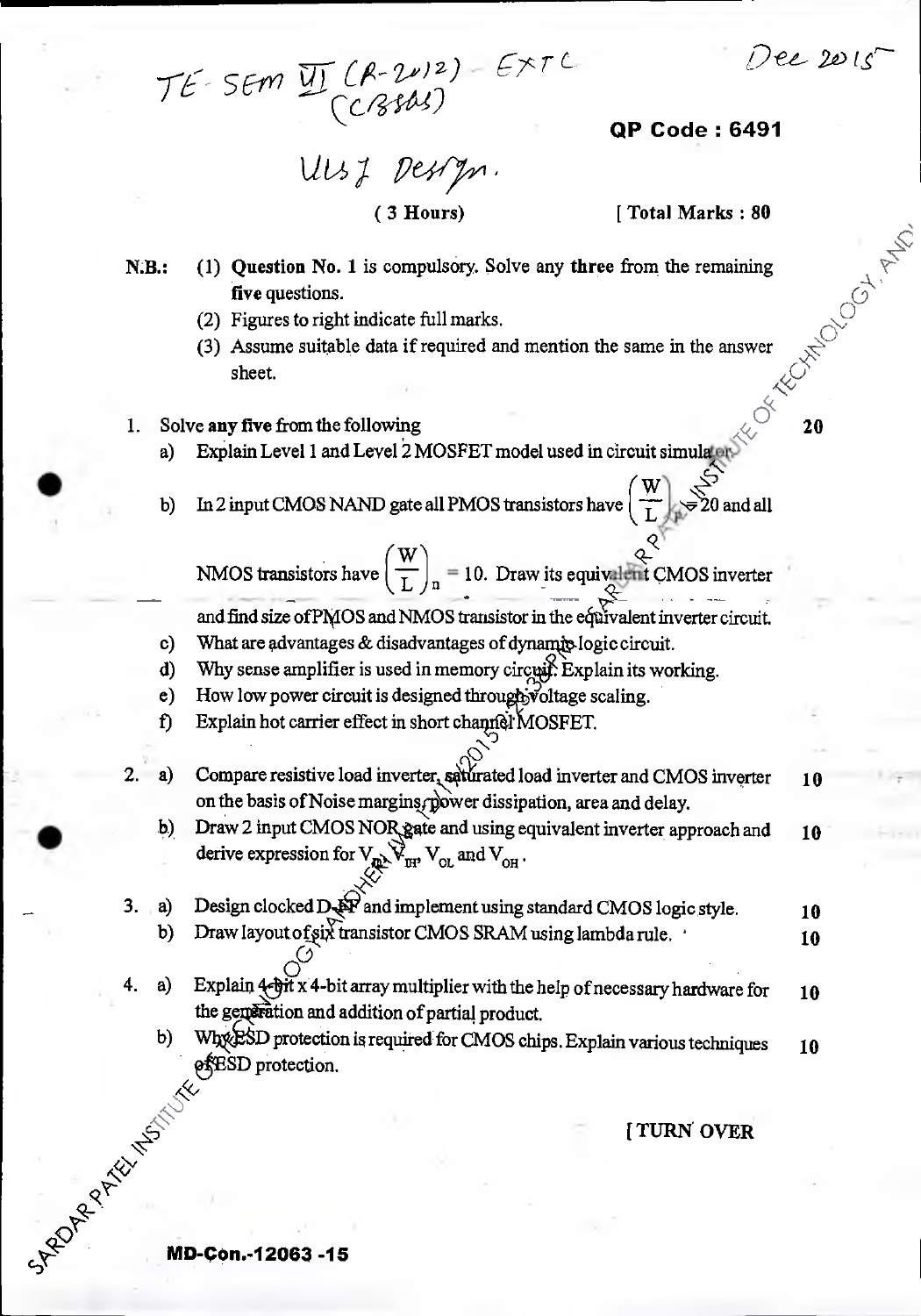TE SEM VI (R-2012) EXTC (CBSGS)

Dec 2015

**QP Code : 6491**

VLSI Design.

(3 Hours) [ Total Marks : 80

**N.B.:** (1) **Question No. 1** is compulsory. Solve any **three** from the remaining **five** questions.

(2) Figures to right indicate full marks.

(3) Assume suitable data if required and mention the same in the answer sheet.

1. Solve **any five** from the following **20**

 a) Explain Level 1 and Level 2 MOSFET model used in circuit simulator.

 b) In 2 input CMOS NAND gate all PMOS transistors have $\left(\frac{W}{L}\right)_p = 20$ and all NMOS transistors have $\left(\frac{W}{L}\right)_n = 10$. Draw its equivalent CMOS inverter and find size of PMOS and NMOS transistor in the equivalent inverter circuit.

 c) What are advantages & disadvantages of dynamic logic circuit.

 d) Why sense amplifier is used in memory circuit. Explain its working.

 e) How low power circuit is designed through voltage scaling.

 f) Explain hot carrier effect in short channel MOSFET.

2. a) Compare resistive load inverter, saturated load inverter and CMOS inverter on the basis of Noise margins, power dissipation, area and delay. **10**

 b) Draw 2 input CMOS NOR gate and using equivalent inverter approach and derive expression for $V_{IL}$, $V_{IH}$, $V_{OL}$ and $V_{OH}$. **10**

3. a) Design clocked D-FF and implement using standard CMOS logic style. **10**

 b) Draw layout of six transistor CMOS SRAM using lambda rule. **10**

4. a) Explain 4-bit x 4-bit array multiplier with the help of necessary hardware for the generation and addition of partial product. **10**

 b) Why ESD protection is required for CMOS chips. Explain various techniques of ESD protection. **10**

[ TURN OVER

MD-Con.-12063 -15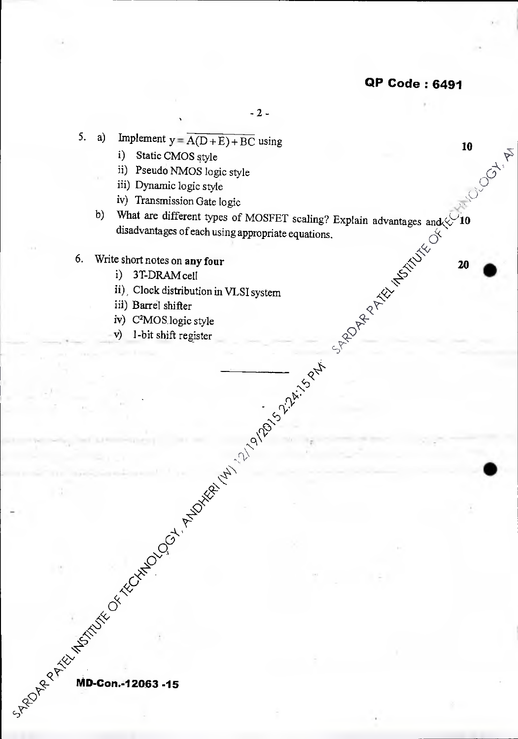QP Code : 6491

5. a) Implement $y = \overline{A(D+E)+BC}$ using **10**
   i) Static CMOS style
   ii) Pseudo NMOS logic style
   iii) Dynamic logic style
   iv) Transmission Gate logic

   b) What are different types of MOSFET scaling? Explain advantages and disadvantages of each using appropriate equations. **10**

6. Write short notes on **any four** **20**
   i) 3T-DRAM cell
   ii) Clock distribution in VLSI system
   iii) Barrel shifter
   iv) $C^2MOS$ logic style
   v) 1-bit shift register

MD-Con.-12063 -15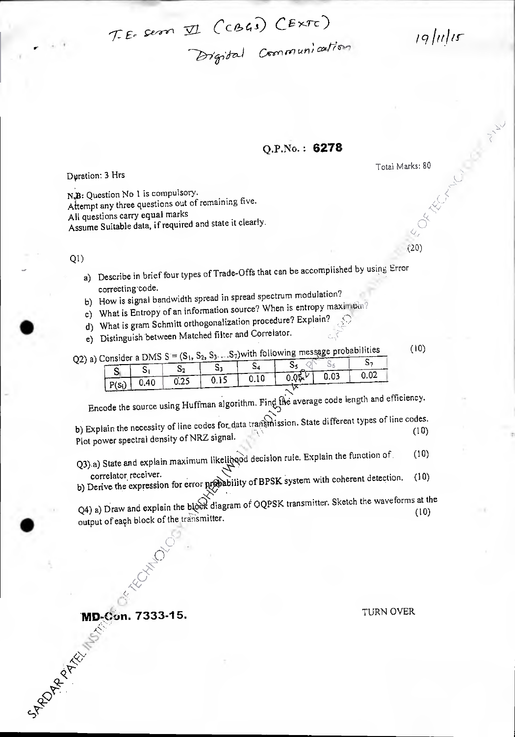T.E. Sem VI (CBGS) (EXTC)
Digital Communication

19/11/15

**Q.P.No. : 6278**

Duration: 3 Hrs

Total Marks: 80

N.B: Question No 1 is compulsory.
Attempt any three questions out of remaining five.
All questions carry equal marks
Assume Suitable data, if required and state it clearly.

Q1) (20)

a) Describe in brief four types of Trade-Offs that can be accomplished by using Error correcting code.
b) How is signal bandwidth spread in spread spectrum modulation?
c) What is Entropy of an information source? When is entropy maximum?
d) What is gram Schmitt orthogonalization procedure? Explain?
e) Distinguish between Matched filter and Correlator.

Q2) a) Consider a DMS $S = (S_1, S_2, S_3 \ldots S_7)$ with following message probabilities (10)

| S | $S_1$ | $S_2$ | $S_3$ | $S_4$ | $S_5$ | $S_6$ | $S_7$ |
|---|---|---|---|---|---|---|---|
| $P(s_i)$ | 0.40 | 0.25 | 0.15 | 0.10 | 0.05 | 0.03 | 0.02 |

Encode the source using Huffman algorithm. Find the average code length and efficiency.

b) Explain the necessity of line codes for data transmission. State different types of line codes. Plot power spectral density of NRZ signal. (10)

Q3) a) State and explain maximum likelihood decision rule. Explain the function of correlator receiver. (10)

b) Derive the expression for error probability of BPSK system with coherent detection. (10)

Q4) a) Draw and explain the block diagram of OQPSK transmitter. Sketch the waveforms at the output of each block of the transmitter. (10)

**MD-Con. 7333-15.**

TURN OVER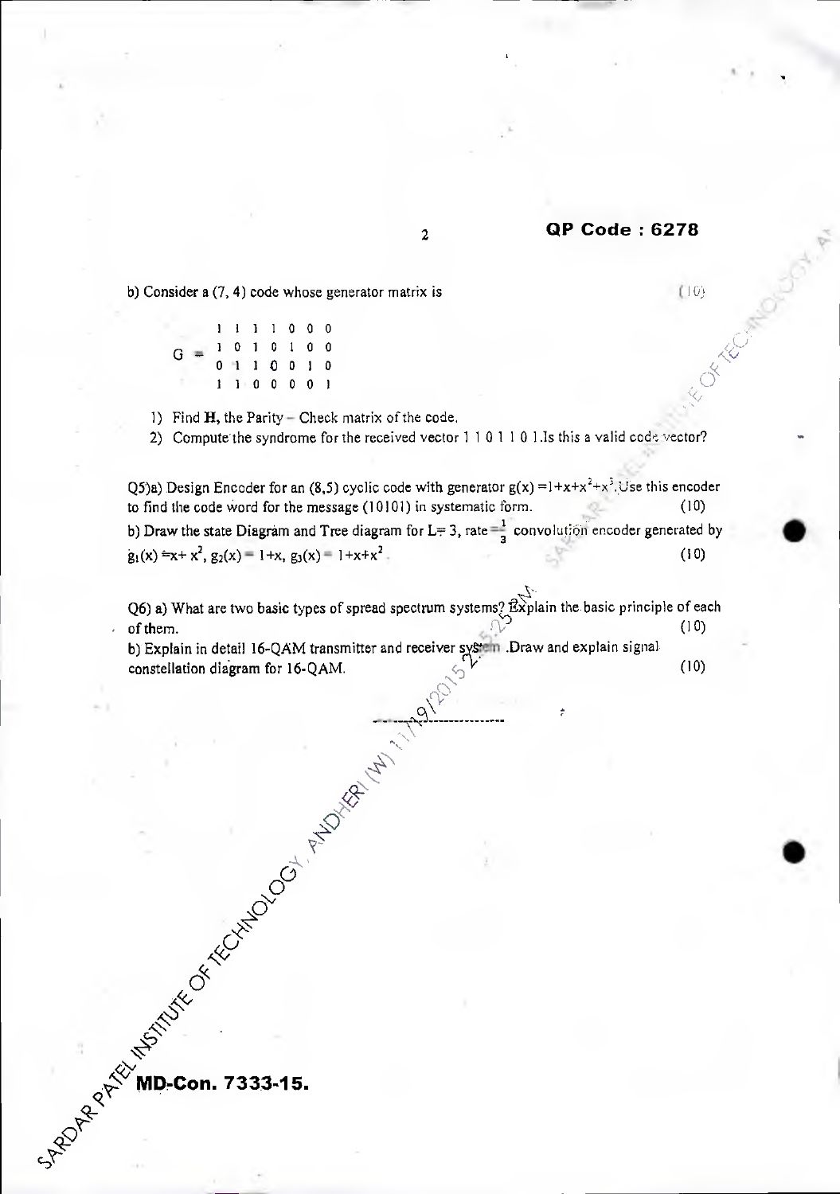b) Consider a (7, 4) code whose generator matrix is (10)

$$G = \begin{matrix} 1 & 1 & 1 & 1 & 0 & 0 & 0 \\ 1 & 0 & 1 & 0 & 1 & 0 & 0 \\ 0 & 1 & 1 & 0 & 0 & 1 & 0 \\ 1 & 1 & 0 & 0 & 0 & 0 & 1 \end{matrix}$$

1) Find **H**, the Parity – Check matrix of the code.
2) Compute the syndrome for the received vector 1 1 0 1 1 0 1.Is this a valid code vector?

Q5)a) Design Encoder for an (8,5) cyclic code with generator $g(x) = 1+x+x^2+x^3$.Use this encoder to find the code word for the message (10101) in systematic form. (10)

b) Draw the state Diagram and Tree diagram for L= 3, rate $=\frac{1}{3}$ convolution encoder generated by $g_1(x) = x+ x^2$, $g_2(x) = 1+x$, $g_3(x) = 1+x+x^2$. (10)

Q6) a) What are two basic types of spread spectrum systems? Explain the basic principle of each of them. (10)

b) Explain in detail 16-QAM transmitter and receiver system .Draw and explain signal constellation diagram for 16-QAM. (10)

---

**MD-Con. 7333-15.**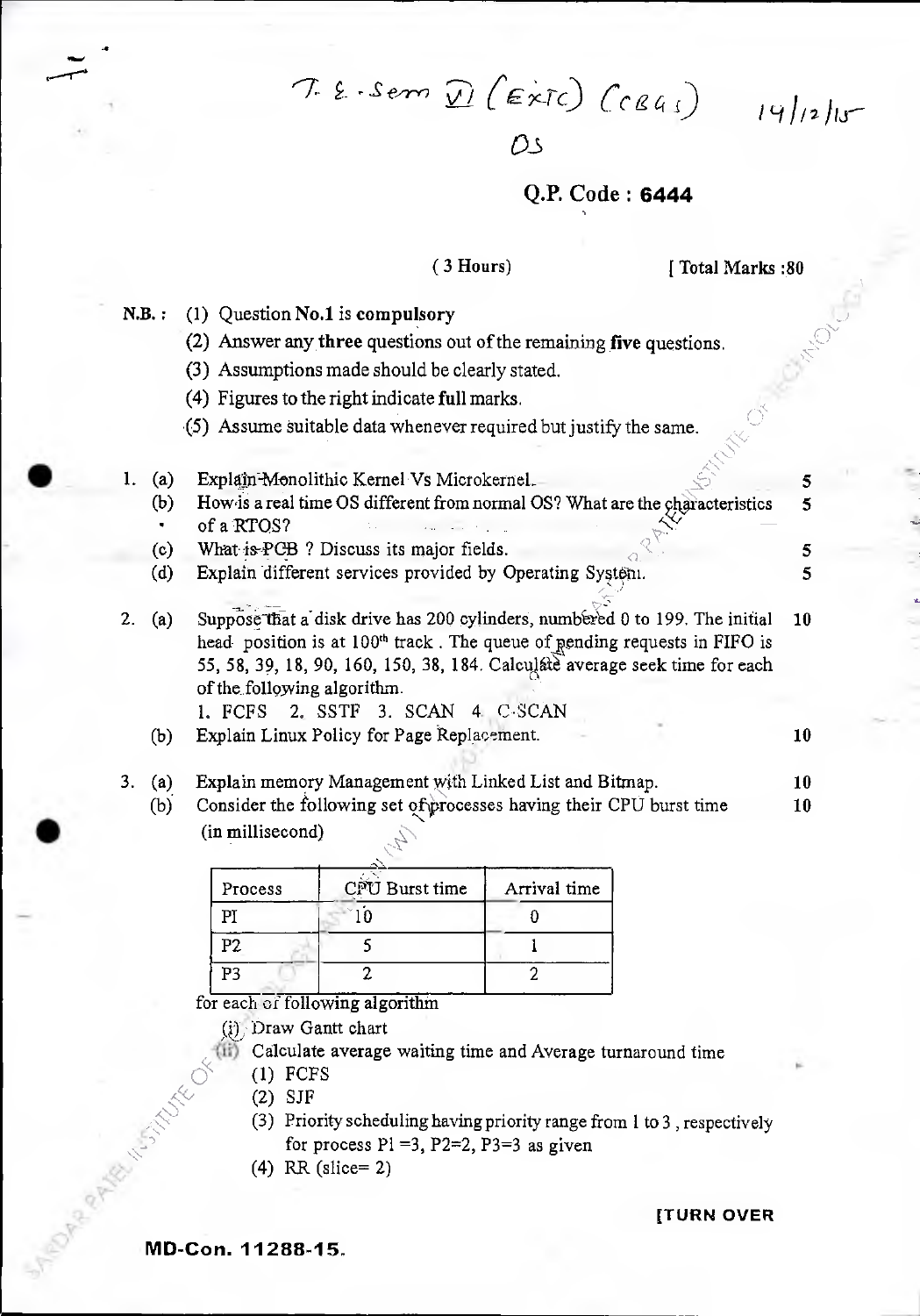T. E. Sem VI (EXTC) (CBGS) 14/12/15

OS

**Q.P. Code : 6444**

( 3 Hours ) [ Total Marks :80

**N.B. :**
(1) Question **No.1** is **compulsory**
(2) Answer any **three** questions out of the remaining **five** questions.
(3) Assumptions made should be clearly stated.
(4) Figures to the right indicate **full** marks.
(5) Assume suitable data whenever required but justify the same.

1. (a) Explain Monolithic Kernel Vs Microkernel. **5**
   (b) How is a real time OS different from normal OS? What are the characteristics of a RTOS? **5**
   (c) What is PCB ? Discuss its major fields. **5**
   (d) Explain different services provided by Operating System. **5**

2. (a) Suppose that a disk drive has 200 cylinders, numbered 0 to 199. The initial head position is at 100[th] track . The queue of pending requests in FIFO is 55, 58, 39, 18, 90, 160, 150, 38, 184. Calculate average seek time for each of the following algorithm. **10**
   1. FCFS 2. SSTF 3. SCAN 4. C-SCAN
   (b) Explain Linux Policy for Page Replacement. **10**

3. (a) Explain memory Management with Linked List and Bitmap. **10**
   (b) Consider the following set of processes having their CPU burst time (in millisecond) **10**

| Process | CPU Burst time | Arrival time |
|---|---|---|
| PI | 10 | 0 |
| P2 | 5 | 1 |
| P3 | 2 | 2 |

for each of following algorithm

(i) Draw Gantt chart

(ii) Calculate average waiting time and Average turnaround time

(1) FCFS
(2) SJF
(3) Priority scheduling having priority range from 1 to 3 , respectively for process P1 =3, P2=2, P3=3 as given
(4) RR (slice= 2)

[TURN OVER

MD-Con. 11288-15.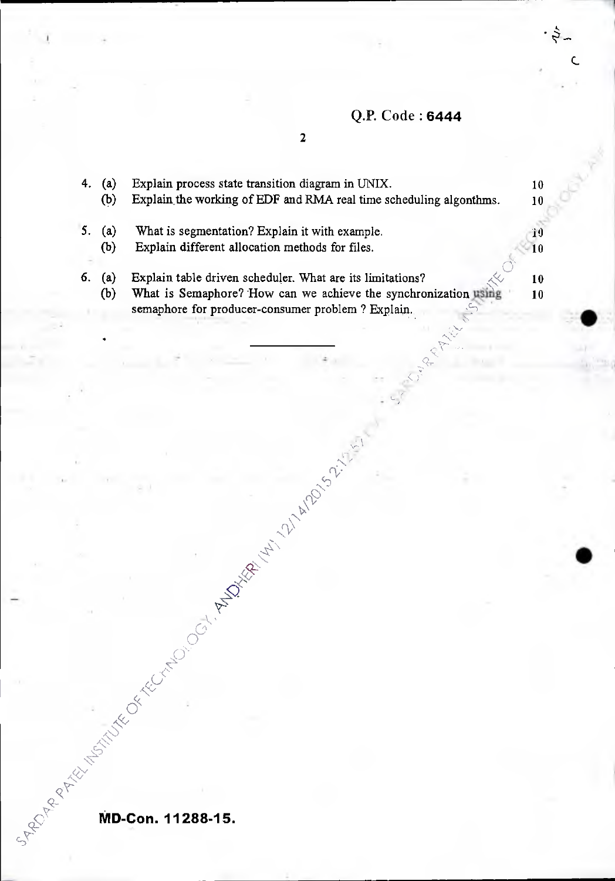Q.P. Code : 6444

4. (a) Explain process state transition diagram in UNIX. 10
   (b) Explain the working of EDF and RMA real time scheduling algorithms. 10

5. (a) What is segmentation? Explain it with example. 10
   (b) Explain different allocation methods for files. 10

6. (a) Explain table driven scheduler. What are its limitations? 10
   (b) What is Semaphore? How can we achieve the synchronization using semaphore for producer-consumer problem ? Explain. 10

---

**MD-Con. 11288-15.**